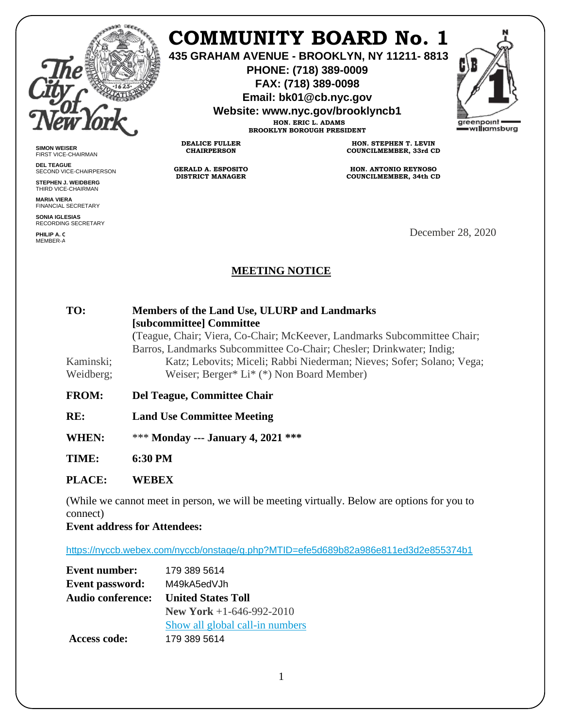# COMMUNITY BOARD No. 1

**435 GRAHAM AVENUE - BROOKLYN, NY 11211- 8813**
**PHONE: (718) 389-0009**
**FAX: (718) 389-0098**
**Email: bk01@cb.nyc.gov**
**Website: www.nyc.gov/brooklyncb1**

**HON. ERIC L. ADAMS**
**BROOKLYN BOROUGH PRESIDENT**

**DEALICE FULLER**
**CHAIRPERSON**

**GERALD A. ESPOSITO**
**DISTRICT MANAGER**

**HON. STEPHEN T. LEVIN**
**COUNCILMEMBER, 33rd CD**

**HON. ANTONIO REYNOSO**
**COUNCILMEMBER, 34th CD**

**SIMON WEISER**
FIRST VICE-CHAIRMAN

**DEL TEAGUE**
SECOND VICE-CHAIRPERSON

**STEPHEN J. WEIDBERG**
THIRD VICE-CHAIRMAN

**MARIA VIERA**
FINANCIAL SECRETARY

**SONIA IGLESIAS**
RECORDING SECRETARY

**PHILIP A. C**
MEMBER-A

December 28, 2020

## MEETING NOTICE

**TO:** **Members of the Land Use, ULURP and Landmarks [subcommittee] Committee**
(Teague, Chair; Viera, Co-Chair; McKeever, Landmarks Subcommittee Chair; Barros, Landmarks Subcommittee Co-Chair; Chesler; Drinkwater; Indig; Kaminski; Katz; Lebovits; Miceli; Rabbi Niederman; Nieves; Sofer; Solano; Vega; Weidberg; Weiser; Berger* Li* (*) Non Board Member)

**FROM:** **Del Teague, Committee Chair**

**RE:** **Land Use Committee Meeting**

**WHEN:** *** **Monday --- January 4, 2021** ***

**TIME:** **6:30 PM**

**PLACE:** **WEBEX**

(While we cannot meet in person, we will be meeting virtually. Below are options for you to connect)

**Event address for Attendees:**

https://nyccb.webex.com/nyccb/onstage/g.php?MTID=efe5d689b82a986e811ed3d2e855374b1

**Event number:** 179 389 5614
**Event password:** M49kA5edVJh
**Audio conference:** **United States Toll**
**New York** +1-646-992-2010
Show all global call-in numbers
**Access code:** 179 389 5614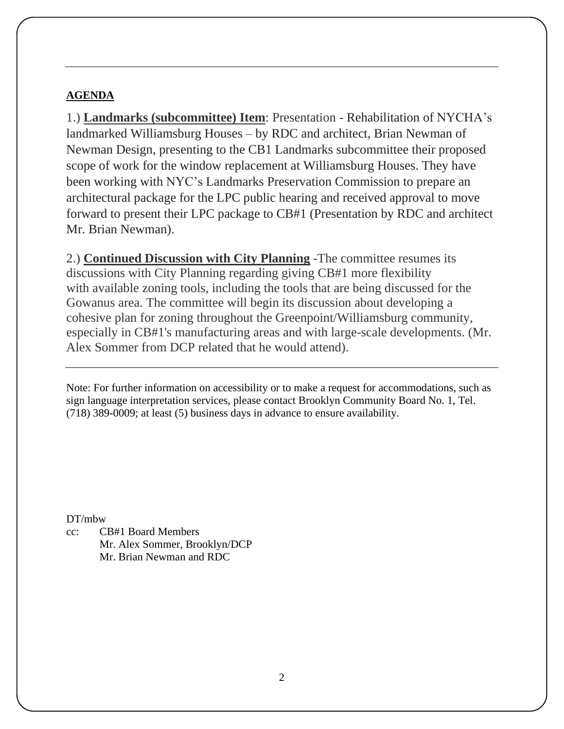**AGENDA**

1.) **Landmarks (subcommittee) Item**: Presentation - Rehabilitation of NYCHA's landmarked Williamsburg Houses – by RDC and architect, Brian Newman of Newman Design, presenting to the CB1 Landmarks subcommittee their proposed scope of work for the window replacement at Williamsburg Houses. They have been working with NYC's Landmarks Preservation Commission to prepare an architectural package for the LPC public hearing and received approval to move forward to present their LPC package to CB#1 (Presentation by RDC and architect Mr. Brian Newman).

2.) **Continued Discussion with City Planning** -The committee resumes its discussions with City Planning regarding giving CB#1 more flexibility with available zoning tools, including the tools that are being discussed for the Gowanus area. The committee will begin its discussion about developing a cohesive plan for zoning throughout the Greenpoint/Williamsburg community, especially in CB#1's manufacturing areas and with large-scale developments. (Mr. Alex Sommer from DCP related that he would attend).

---

Note: For further information on accessibility or to make a request for accommodations, such as sign language interpretation services, please contact Brooklyn Community Board No. 1, Tel. (718) 389-0009; at least (5) business days in advance to ensure availability.

DT/mbw

cc: CB#1 Board Members
Mr. Alex Sommer, Brooklyn/DCP
Mr. Brian Newman and RDC